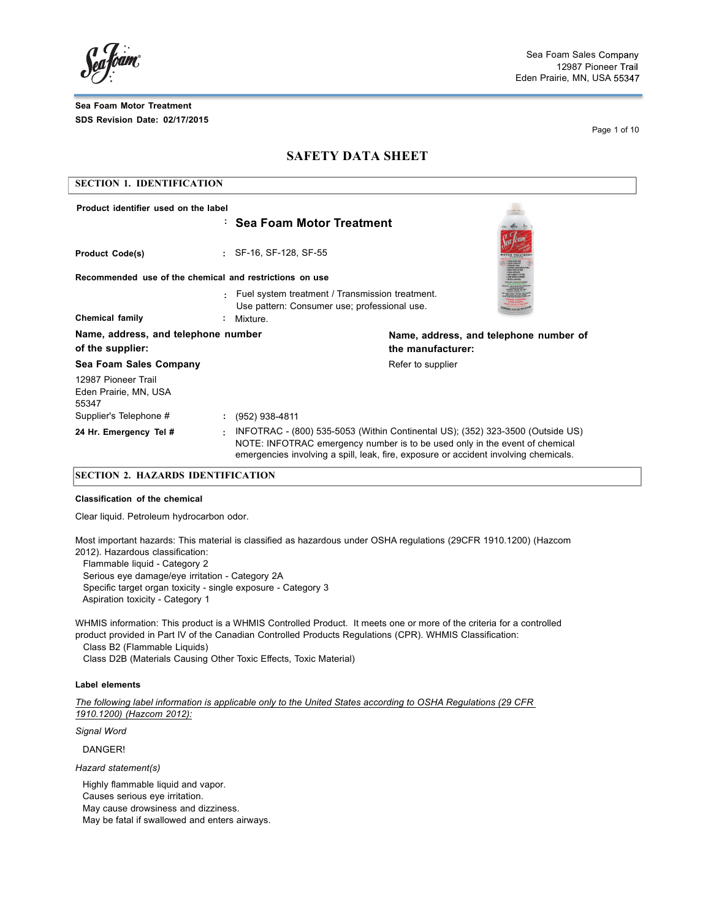Sea Foam Sales Company
12987 Pioneer Trail
Eden Prairie, MN, USA 55347

**Sea Foam Motor Treatment**
**SDS Revision Date: 02/17/2015**

# SAFETY DATA SHEET

## SECTION 1. IDENTIFICATION

**Product identifier used on the label** : **Sea Foam Motor Treatment**

**Product Code(s)** : SF-16, SF-128, SF-55

**Recommended use of the chemical and restrictions on use** : Fuel system treatment / Transmission treatment.
Use pattern: Consumer use; professional use.

**Chemical family** : Mixture.

**Name, address, and telephone number of the supplier:**

**Sea Foam Sales Company**
12987 Pioneer Trail
Eden Prairie, MN, USA
55347

**Name, address, and telephone number of the manufacturer:**
Refer to supplier

Supplier's Telephone # : (952) 938-4811

**24 Hr. Emergency Tel #** : INFOTRAC - (800) 535-5053 (Within Continental US); (352) 323-3500 (Outside US)
NOTE: INFOTRAC emergency number is to be used only in the event of chemical emergencies involving a spill, leak, fire, exposure or accident involving chemicals.

## SECTION 2. HAZARDS IDENTIFICATION

**Classification of the chemical**

Clear liquid. Petroleum hydrocarbon odor.

Most important hazards: This material is classified as hazardous under OSHA regulations (29CFR 1910.1200) (Hazcom 2012). Hazardous classification:
- Flammable liquid - Category 2
- Serious eye damage/eye irritation - Category 2A
- Specific target organ toxicity - single exposure - Category 3
- Aspiration toxicity - Category 1

WHMIS information: This product is a WHMIS Controlled Product. It meets one or more of the criteria for a controlled product provided in Part IV of the Canadian Controlled Products Regulations (CPR). WHMIS Classification:
- Class B2 (Flammable Liquids)
- Class D2B (Materials Causing Other Toxic Effects, Toxic Material)

**Label elements**

*The following label information is applicable only to the United States according to OSHA Regulations (29 CFR 1910.1200) (Hazcom 2012):*

*Signal Word*

DANGER!

*Hazard statement(s)*

Highly flammable liquid and vapor.
Causes serious eye irritation.
May cause drowsiness and dizziness.
May be fatal if swallowed and enters airways.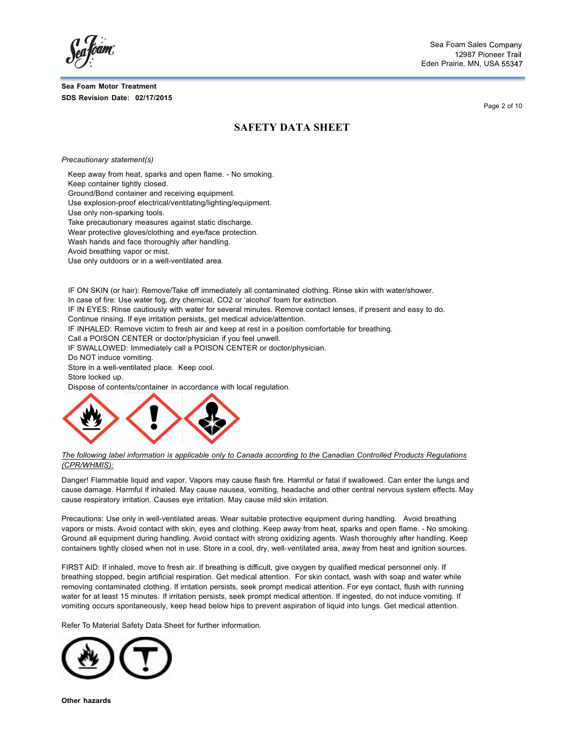*Precautionary statement(s)*

Keep away from heat, sparks and open flame. - No smoking.
Keep container tightly closed.
Ground/Bond container and receiving equipment.
Use explosion-proof electrical/ventilating/lighting/equipment.
Use only non-sparking tools.
Take precautionary measures against static discharge.
Wear protective gloves/clothing and eye/face protection.
Wash hands and face thoroughly after handling.
Avoid breathing vapor or mist.
Use only outdoors or in a well-ventilated area.

IF ON SKIN (or hair): Remove/Take off immediately all contaminated clothing. Rinse skin with water/shower.
In case of fire: Use water fog, dry chemical, $CO_2$ or 'alcohol' foam for extinction.
IF IN EYES: Rinse cautiously with water for several minutes. Remove contact lenses, if present and easy to do.
Continue rinsing. If eye irritation persists, get medical advice/attention.
IF INHALED: Remove victim to fresh air and keep at rest in a position comfortable for breathing.
Call a POISON CENTER or doctor/physician if you feel unwell.
IF SWALLOWED: Immediately call a POISON CENTER or doctor/physician.
Do NOT induce vomiting.
Store in a well-ventilated place. Keep cool.
Store locked up.
Dispose of contents/container in accordance with local regulation.

*The following label information is applicable only to Canada according to the Canadian Controlled Products Regulations (CPR/WHMIS):*

Danger! Flammable liquid and vapor. Vapors may cause flash fire. Harmful or fatal if swallowed. Can enter the lungs and cause damage. Harmful if inhaled. May cause nausea, vomiting, headache and other central nervous system effects. May cause respiratory irritation. Causes eye irritation. May cause mild skin irritation.

Precautions: Use only in well-ventilated areas. Wear suitable protective equipment during handling. Avoid breathing vapors or mists. Avoid contact with skin, eyes and clothing. Keep away from heat, sparks and open flame. - No smoking. Ground all equipment during handling. Avoid contact with strong oxidizing agents. Wash thoroughly after handling. Keep containers tightly closed when not in use. Store in a cool, dry, well-ventilated area, away from heat and ignition sources.

FIRST AID: If inhaled, move to fresh air. If breathing is difficult, give oxygen by qualified medical personnel only. If breathing stopped, begin artificial respiration. Get medical attention. For skin contact, wash with soap and water while removing contaminated clothing. If irritation persists, seek prompt medical attention. For eye contact, flush with running water for at least 15 minutes. If irritation persists, seek prompt medical attention. If ingested, do not induce vomiting. If vomiting occurs spontaneously, keep head below hips to prevent aspiration of liquid into lungs. Get medical attention.

Refer To Material Safety Data Sheet for further information.

**Other hazards**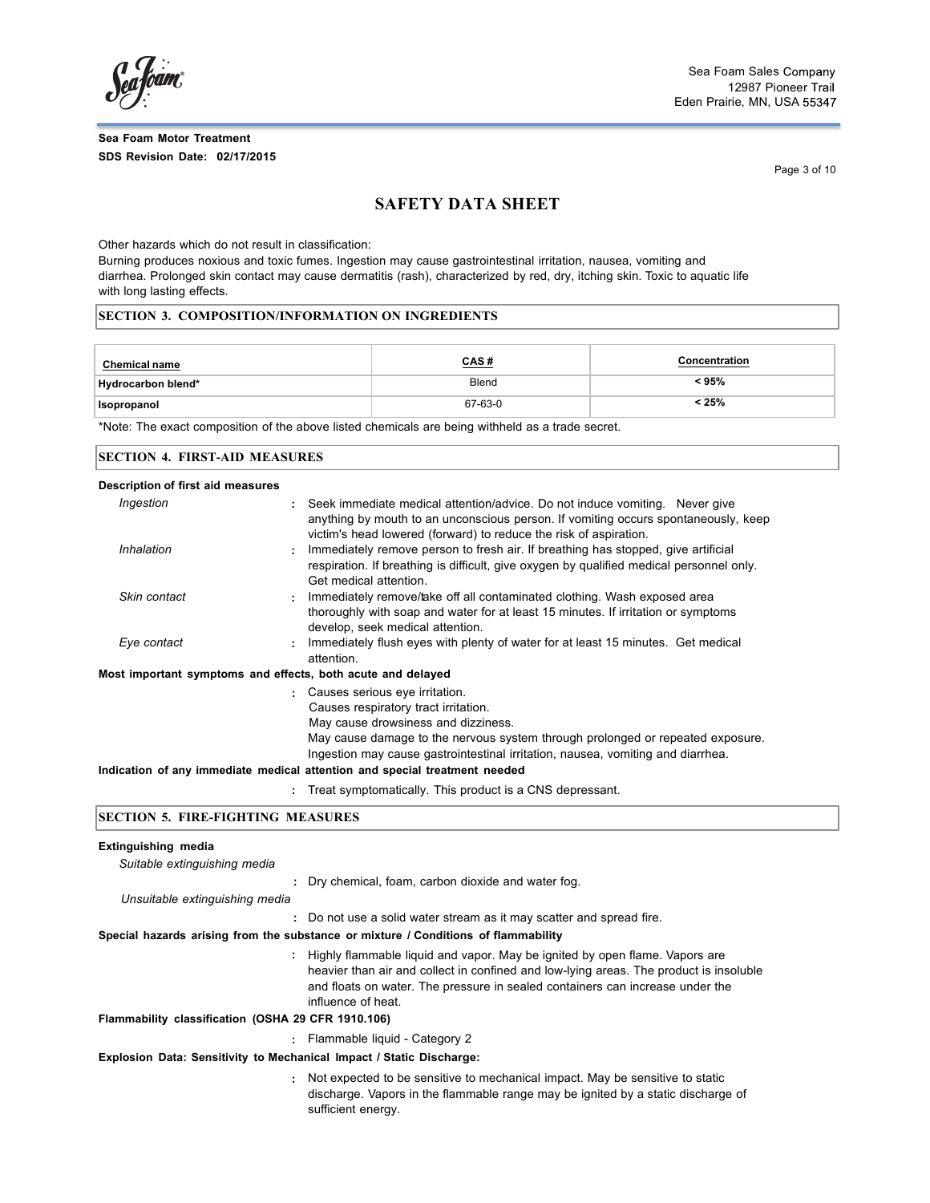Other hazards which do not result in classification:
Burning produces noxious and toxic fumes. Ingestion may cause gastrointestinal irritation, nausea, vomiting and diarrhea. Prolonged skin contact may cause dermatitis (rash), characterized by red, dry, itching skin. Toxic to aquatic life with long lasting effects.

## SECTION 3. COMPOSITION/INFORMATION ON INGREDIENTS

| Chemical name | CAS # | Concentration |
|---|---|---|
| Hydrocarbon blend* | Blend | < 95% |
| Isopropanol | 67-63-0 | < 25% |

*Note: The exact composition of the above listed chemicals are being withheld as a trade secret.

## SECTION 4. FIRST-AID MEASURES

**Description of first aid measures**

*Ingestion* : Seek immediate medical attention/advice. Do not induce vomiting. Never give anything by mouth to an unconscious person. If vomiting occurs spontaneously, keep victim's head lowered (forward) to reduce the risk of aspiration.

*Inhalation* : Immediately remove person to fresh air. If breathing has stopped, give artificial respiration. If breathing is difficult, give oxygen by qualified medical personnel only. Get medical attention.

*Skin contact* : Immediately remove/take off all contaminated clothing. Wash exposed area thoroughly with soap and water for at least 15 minutes. If irritation or symptoms develop, seek medical attention.

*Eye contact* : Immediately flush eyes with plenty of water for at least 15 minutes. Get medical attention.

**Most important symptoms and effects, both acute and delayed**

: Causes serious eye irritation.
Causes respiratory tract irritation.
May cause drowsiness and dizziness.
May cause damage to the nervous system through prolonged or repeated exposure.
Ingestion may cause gastrointestinal irritation, nausea, vomiting and diarrhea.

**Indication of any immediate medical attention and special treatment needed**

: Treat symptomatically. This product is a CNS depressant.

## SECTION 5. FIRE-FIGHTING MEASURES

**Extinguishing media**

*Suitable extinguishing media*

: Dry chemical, foam, carbon dioxide and water fog.

*Unsuitable extinguishing media*

: Do not use a solid water stream as it may scatter and spread fire.

**Special hazards arising from the substance or mixture / Conditions of flammability**

: Highly flammable liquid and vapor. May be ignited by open flame. Vapors are heavier than air and collect in confined and low-lying areas. The product is insoluble and floats on water. The pressure in sealed containers can increase under the influence of heat.

**Flammability classification (OSHA 29 CFR 1910.106)**

: Flammable liquid - Category 2

**Explosion Data: Sensitivity to Mechanical Impact / Static Discharge:**

: Not expected to be sensitive to mechanical impact. May be sensitive to static discharge. Vapors in the flammable range may be ignited by a static discharge of sufficient energy.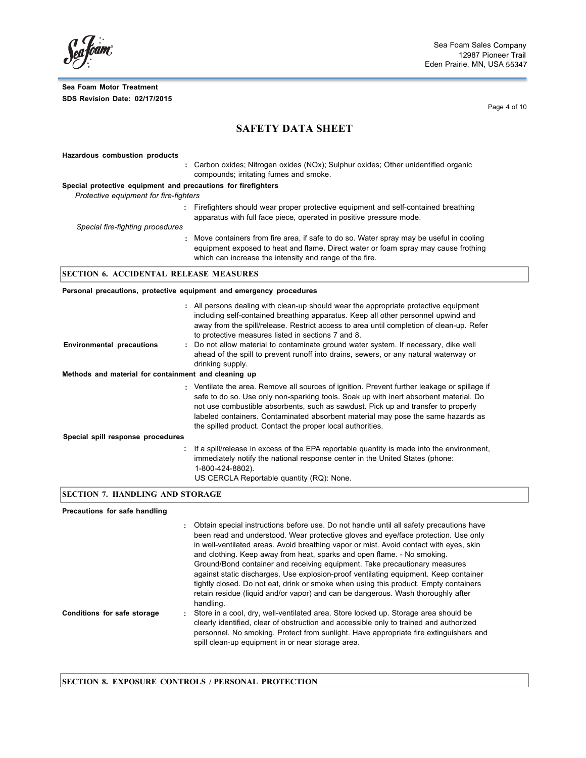**Hazardous combustion products**

: Carbon oxides; Nitrogen oxides (NOx); Sulphur oxides; Other unidentified organic compounds; irritating fumes and smoke.

**Special protective equipment and precautions for firefighters**

*Protective equipment for fire-fighters*

: Firefighters should wear proper protective equipment and self-contained breathing apparatus with full face piece, operated in positive pressure mode.

*Special fire-fighting procedures*

: Move containers from fire area, if safe to do so. Water spray may be useful in cooling equipment exposed to heat and flame. Direct water or foam spray may cause frothing which can increase the intensity and range of the fire.

## SECTION 6. ACCIDENTAL RELEASE MEASURES

**Personal precautions, protective equipment and emergency procedures**

: All persons dealing with clean-up should wear the appropriate protective equipment including self-contained breathing apparatus. Keep all other personnel upwind and away from the spill/release. Restrict access to area until completion of clean-up. Refer to protective measures listed in sections 7 and 8.

**Environmental precautions** : Do not allow material to contaminate ground water system. If necessary, dike well ahead of the spill to prevent runoff into drains, sewers, or any natural waterway or drinking supply.

**Methods and material for containment and cleaning up**

: Ventilate the area. Remove all sources of ignition. Prevent further leakage or spillage if safe to do so. Use only non-sparking tools. Soak up with inert absorbent material. Do not use combustible absorbents, such as sawdust. Pick up and transfer to properly labeled containers. Contaminated absorbent material may pose the same hazards as the spilled product. Contact the proper local authorities.

**Special spill response procedures**

: If a spill/release in excess of the EPA reportable quantity is made into the environment, immediately notify the national response center in the United States (phone: 1-800-424-8802).
US CERCLA Reportable quantity (RQ): None.

## SECTION 7. HANDLING AND STORAGE

**Precautions for safe handling**

: Obtain special instructions before use. Do not handle until all safety precautions have been read and understood. Wear protective gloves and eye/face protection. Use only in well-ventilated areas. Avoid breathing vapor or mist. Avoid contact with eyes, skin and clothing. Keep away from heat, sparks and open flame. - No smoking. Ground/Bond container and receiving equipment. Take precautionary measures against static discharges. Use explosion-proof ventilating equipment. Keep container tightly closed. Do not eat, drink or smoke when using this product. Empty containers retain residue (liquid and/or vapor) and can be dangerous. Wash thoroughly after handling.

**Conditions for safe storage** : Store in a cool, dry, well-ventilated area. Store locked up. Storage area should be clearly identified, clear of obstruction and accessible only to trained and authorized personnel. No smoking. Protect from sunlight. Have appropriate fire extinguishers and spill clean-up equipment in or near storage area.

## SECTION 8. EXPOSURE CONTROLS / PERSONAL PROTECTION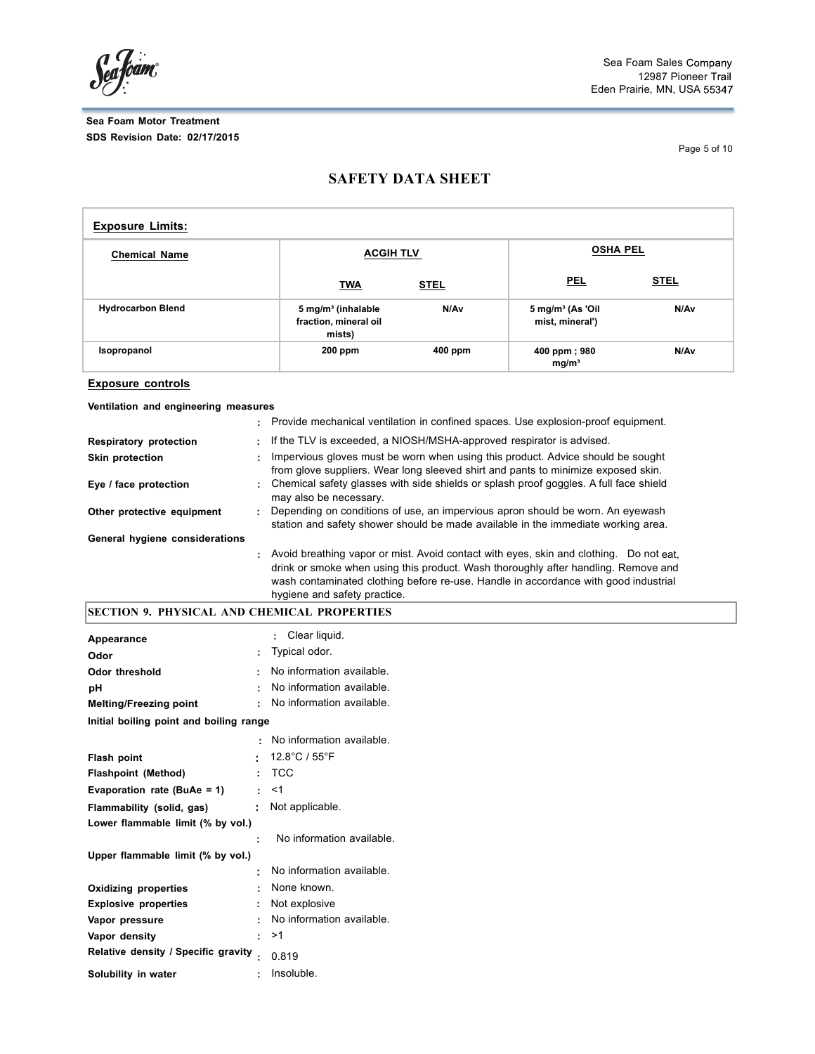**Exposure Limits:**

| Chemical Name | ACGIH TLV | | OSHA PEL | |
|---|---|---|---|---|
| | TWA | STEL | PEL | STEL |
| Hydrocarbon Blend | 5 mg/m³ (inhalable fraction, mineral oil mists) | N/Av | 5 mg/m³ (As 'Oil mist, mineral') | N/Av |
| Isopropanol | 200 ppm | 400 ppm | 400 ppm ; 980 mg/m³ | N/Av |

**Exposure controls**

**Ventilation and engineering measures**

: Provide mechanical ventilation in confined spaces. Use explosion-proof equipment.

**Respiratory protection** : If the TLV is exceeded, a NIOSH/MSHA-approved respirator is advised.

**Skin protection** : Impervious gloves must be worn when using this product. Advice should be sought from glove suppliers. Wear long sleeved shirt and pants to minimize exposed skin.

**Eye / face protection** : Chemical safety glasses with side shields or splash proof goggles. A full face shield may also be necessary.

**Other protective equipment** : Depending on conditions of use, an impervious apron should be worn. An eyewash station and safety shower should be made available in the immediate working area.

**General hygiene considerations**

: Avoid breathing vapor or mist. Avoid contact with eyes, skin and clothing. Do not eat, drink or smoke when using this product. Wash thoroughly after handling. Remove and wash contaminated clothing before re-use. Handle in accordance with good industrial hygiene and safety practice.

## SECTION 9. PHYSICAL AND CHEMICAL PROPERTIES

**Appearance** : Clear liquid.

**Odor** : Typical odor.

**Odor threshold** : No information available.

**pH** : No information available.

**Melting/Freezing point** : No information available.

**Initial boiling point and boiling range**

: No information available.

**Flash point** : 12.8°C / 55°F

**Flashpoint (Method)** : TCC

**Evaporation rate (BuAe = 1)** : <1

**Flammability (solid, gas)** : Not applicable.

**Lower flammable limit (% by vol.)**

: No information available.

**Upper flammable limit (% by vol.)**

: No information available.

**Oxidizing properties** : None known.

**Explosive properties** : Not explosive

**Vapor pressure** : No information available.

**Vapor density** : >1

**Relative density / Specific gravity** : 0.819

**Solubility in water** : Insoluble.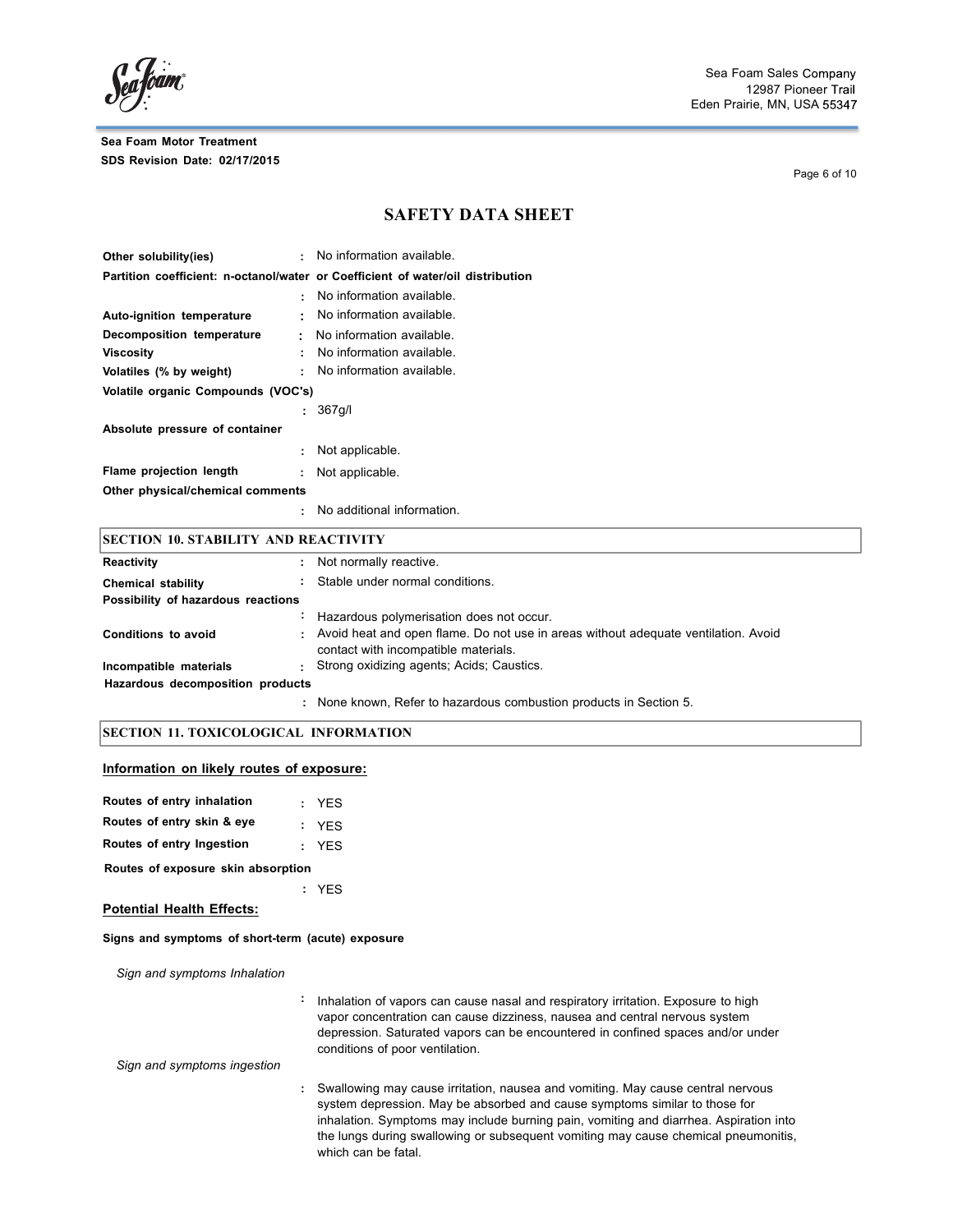# SAFETY DATA SHEET

**Other solubility(ies)** : No information available.

**Partition coefficient: n-octanol/water or Coefficient of water/oil distribution**

: No information available.

**Auto-ignition temperature** : No information available.

**Decomposition temperature** : No information available.

**Viscosity** : No information available.

**Volatiles (% by weight)** : No information available.

**Volatile organic Compounds (VOC's)**

: 367g/l

**Absolute pressure of container**

: Not applicable.

**Flame projection length** : Not applicable.

**Other physical/chemical comments**

: No additional information.

## SECTION 10. STABILITY AND REACTIVITY

**Reactivity** : Not normally reactive.

**Chemical stability** : Stable under normal conditions.

**Possibility of hazardous reactions**

: Hazardous polymerisation does not occur.

**Conditions to avoid** : Avoid heat and open flame. Do not use in areas without adequate ventilation. Avoid contact with incompatible materials.

**Incompatible materials** : Strong oxidizing agents; Acids; Caustics.

**Hazardous decomposition products**

: None known, Refer to hazardous combustion products in Section 5.

## SECTION 11. TOXICOLOGICAL INFORMATION

**Information on likely routes of exposure:**

**Routes of entry inhalation** : YES

**Routes of entry skin & eye** : YES

**Routes of entry Ingestion** : YES

**Routes of exposure skin absorption**

: YES

**Potential Health Effects:**

**Signs and symptoms of short-term (acute) exposure**

*Sign and symptoms Inhalation*

: Inhalation of vapors can cause nasal and respiratory irritation. Exposure to high vapor concentration can cause dizziness, nausea and central nervous system depression. Saturated vapors can be encountered in confined spaces and/or under conditions of poor ventilation.

*Sign and symptoms ingestion*

: Swallowing may cause irritation, nausea and vomiting. May cause central nervous system depression. May be absorbed and cause symptoms similar to those for inhalation. Symptoms may include burning pain, vomiting and diarrhea. Aspiration into the lungs during swallowing or subsequent vomiting may cause chemical pneumonitis, which can be fatal.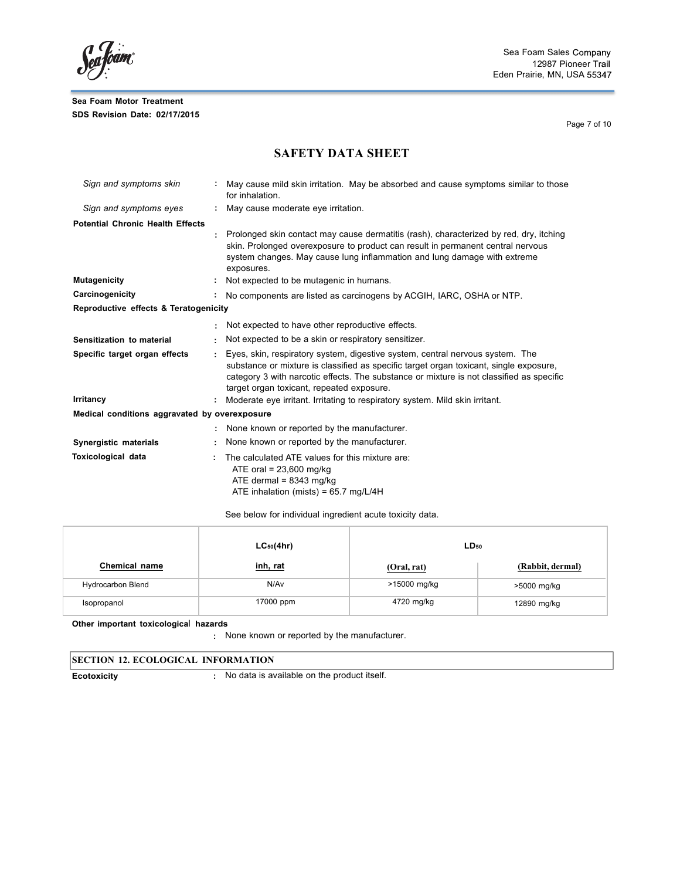# SAFETY DATA SHEET

*Sign and symptoms skin* : May cause mild skin irritation. May be absorbed and cause symptoms similar to those for inhalation.

*Sign and symptoms eyes* : May cause moderate eye irritation.

**Potential Chronic Health Effects**

: Prolonged skin contact may cause dermatitis (rash), characterized by red, dry, itching skin. Prolonged overexposure to product can result in permanent central nervous system changes. May cause lung inflammation and lung damage with extreme exposures.

**Mutagenicity** : Not expected to be mutagenic in humans.

**Carcinogenicity** : No components are listed as carcinogens by ACGIH, IARC, OSHA or NTP.

**Reproductive effects & Teratogenicity**

: Not expected to have other reproductive effects.

**Sensitization to material** : Not expected to be a skin or respiratory sensitizer.

**Specific target organ effects** : Eyes, skin, respiratory system, digestive system, central nervous system. The substance or mixture is classified as specific target organ toxicant, single exposure, category 3 with narcotic effects. The substance or mixture is not classified as specific target organ toxicant, repeated exposure.

**Irritancy** : Moderate eye irritant. Irritating to respiratory system. Mild skin irritant.

**Medical conditions aggravated by overexposure**

: None known or reported by the manufacturer.

**Synergistic materials** : None known or reported by the manufacturer.

**Toxicological data** : The calculated ATE values for this mixture are:
ATE oral = 23,600 mg/kg
ATE dermal = 8343 mg/kg
ATE inhalation (mists) = 65.7 mg/L/4H

See below for individual ingredient acute toxicity data.

| | $LC_{50}$(4hr) | $LD_{50}$ | |
|---|---|---|---|
| **Chemical name** | **inh, rat** | **(Oral, rat)** | **(Rabbit, dermal)** |
| Hydrocarbon Blend | N/Av | >15000 mg/kg | >5000 mg/kg |
| Isopropanol | 17000 ppm | 4720 mg/kg | 12890 mg/kg |

**Other important toxicological hazards**

: None known or reported by the manufacturer.

## SECTION 12. ECOLOGICAL INFORMATION

**Ecotoxicity** : No data is available on the product itself.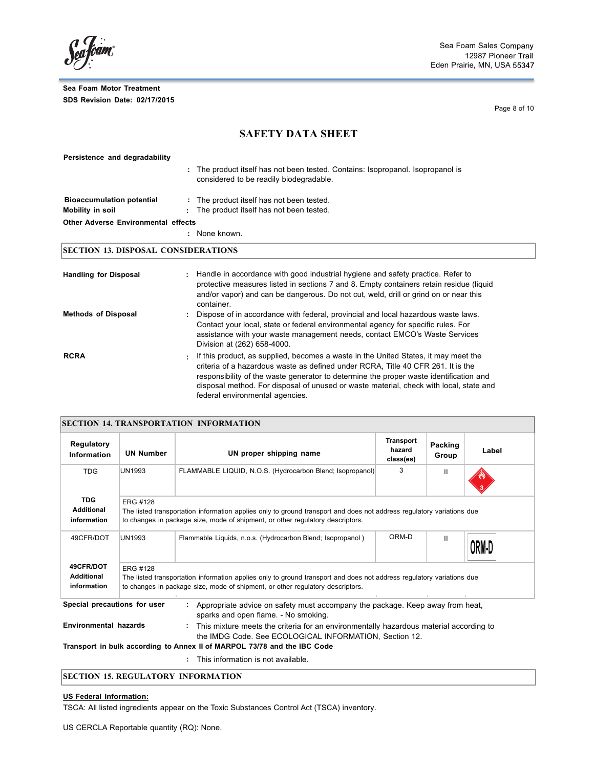**Persistence and degradability**

: The product itself has not been tested. Contains: Isopropanol. Isopropanol is considered to be readily biodegradable.

**Bioaccumulation potential** : The product itself has not been tested.

**Mobility in soil** : The product itself has not been tested.

**Other Adverse Environmental effects**

: None known.

## SECTION 13. DISPOSAL CONSIDERATIONS

**Handling for Disposal** : Handle in accordance with good industrial hygiene and safety practice. Refer to protective measures listed in sections 7 and 8. Empty containers retain residue (liquid and/or vapor) and can be dangerous. Do not cut, weld, drill or grind on or near this container.

**Methods of Disposal** : Dispose of in accordance with federal, provincial and local hazardous waste laws. Contact your local, state or federal environmental agency for specific rules. For assistance with your waste management needs, contact EMCO's Waste Services Division at (262) 658-4000.

**RCRA** : If this product, as supplied, becomes a waste in the United States, it may meet the criteria of a hazardous waste as defined under RCRA, Title 40 CFR 261. It is the responsibility of the waste generator to determine the proper waste identification and disposal method. For disposal of unused or waste material, check with local, state and federal environmental agencies.

## SECTION 14. TRANSPORTATION INFORMATION

| Regulatory Information | UN Number | UN proper shipping name | Transport hazard class(es) | Packing Group | Label |
|---|---|---|---|---|---|
| TDG | UN1993 | FLAMMABLE LIQUID, N.O.S. (Hydrocarbon Blend; Isopropanol) | 3 | II | 3 |
| TDG Additional information | ERG #128<br>The listed transportation information applies only to ground transport and does not address regulatory variations due to changes in package size, mode of shipment, or other regulatory descriptors. | | | | |
| 49CFR/DOT | UN1993 | Flammable Liquids, n.o.s. (Hydrocarbon Blend; Isopropanol ) | ORM-D | II | ORM-D |
| 49CFR/DOT Additional information | ERG #128<br>The listed transportation information applies only to ground transport and does not address regulatory variations due to changes in package size, mode of shipment, or other regulatory descriptors. | | | | |

**Special precautions for user** : Appropriate advice on safety must accompany the package. Keep away from heat, sparks and open flame. - No smoking.

**Environmental hazards** : This mixture meets the criteria for an environmentally hazardous material according to the IMDG Code. See ECOLOGICAL INFORMATION, Section 12.

**Transport in bulk according to Annex II of MARPOL 73/78 and the IBC Code**

: This information is not available.

## SECTION 15. REGULATORY INFORMATION

**US Federal Information:**

TSCA: All listed ingredients appear on the Toxic Substances Control Act (TSCA) inventory.

US CERCLA Reportable quantity (RQ): None.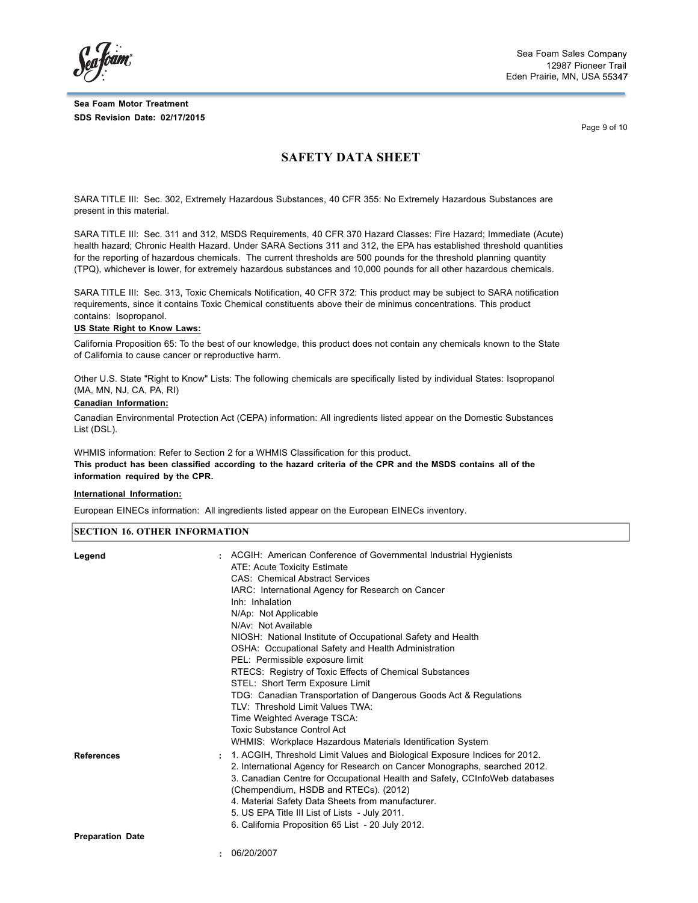SARA TITLE III: Sec. 302, Extremely Hazardous Substances, 40 CFR 355: No Extremely Hazardous Substances are present in this material.

SARA TITLE III: Sec. 311 and 312, MSDS Requirements, 40 CFR 370 Hazard Classes: Fire Hazard; Immediate (Acute) health hazard; Chronic Health Hazard. Under SARA Sections 311 and 312, the EPA has established threshold quantities for the reporting of hazardous chemicals. The current thresholds are 500 pounds for the threshold planning quantity (TPQ), whichever is lower, for extremely hazardous substances and 10,000 pounds for all other hazardous chemicals.

SARA TITLE III: Sec. 313, Toxic Chemicals Notification, 40 CFR 372: This product may be subject to SARA notification requirements, since it contains Toxic Chemical constituents above their de minimus concentrations. This product contains: Isopropanol.

**US State Right to Know Laws:**

California Proposition 65: To the best of our knowledge, this product does not contain any chemicals known to the State of California to cause cancer or reproductive harm.

Other U.S. State "Right to Know" Lists: The following chemicals are specifically listed by individual States: Isopropanol (MA, MN, NJ, CA, PA, RI)

**Canadian Information:**

Canadian Environmental Protection Act (CEPA) information: All ingredients listed appear on the Domestic Substances List (DSL).

WHMIS information: Refer to Section 2 for a WHMIS Classification for this product.

**This product has been classified according to the hazard criteria of the CPR and the MSDS contains all of the information required by the CPR.**

**International Information:**

European EINECs information: All ingredients listed appear on the European EINECs inventory.

## SECTION 16. OTHER INFORMATION

**Legend** : ACGIH: American Conference of Governmental Industrial Hygienists
ATE: Acute Toxicity Estimate
CAS: Chemical Abstract Services
IARC: International Agency for Research on Cancer
Inh: Inhalation
N/Ap: Not Applicable
N/Av: Not Available
NIOSH: National Institute of Occupational Safety and Health
OSHA: Occupational Safety and Health Administration
PEL: Permissible exposure limit
RTECS: Registry of Toxic Effects of Chemical Substances
STEL: Short Term Exposure Limit
TDG: Canadian Transportation of Dangerous Goods Act & Regulations
TLV: Threshold Limit Values TWA:
Time Weighted Average TSCA:
Toxic Substance Control Act
WHMIS: Workplace Hazardous Materials Identification System

**References** : 1. ACGIH, Threshold Limit Values and Biological Exposure Indices for 2012.
2. International Agency for Research on Cancer Monographs, searched 2012.
3. Canadian Centre for Occupational Health and Safety, CCInfoWeb databases (Chempendium, HSDB and RTECs). (2012)
4. Material Safety Data Sheets from manufacturer.
5. US EPA Title III List of Lists - July 2011.
6. California Proposition 65 List - 20 July 2012.

**Preparation Date** : 06/20/2007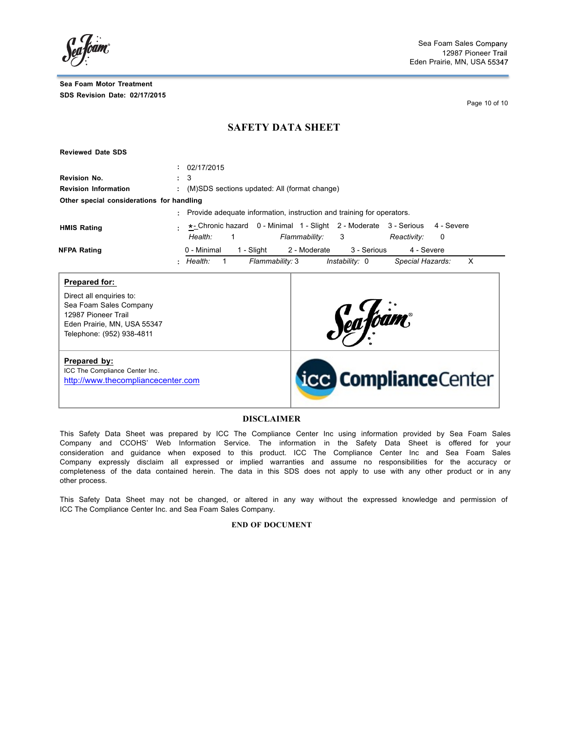Sea Foam Motor Treatment
SDS Revision Date: 02/17/2015

# SAFETY DATA SHEET

**Reviewed Date SDS** : 02/17/2015

**Revision No.** : 3

**Revision Information** : (M)SDS sections updated: All (format change)

**Other special considerations for handling**

: Provide adequate information, instruction and training for operators.

**HMIS Rating** : *- Chronic hazard 0 - Minimal 1 - Slight 2 - Moderate 3 - Serious 4 - Severe

*Health:* 1 *Flammability:* 3 *Reactivity:* 0

**NFPA Rating** 0 - Minimal 1 - Slight 2 - Moderate 3 - Serious 4 - Severe

: *Health:* 1 *Flammability:* 3 *Instability:* 0 *Special Hazards:* X

| | |
|---|---|
| **Prepared for:**<br>Direct all enquiries to:<br>Sea Foam Sales Company<br>12987 Pioneer Trail<br>Eden Prairie, MN, USA 55347<br>Telephone: (952) 938-4811 | Sea Foam |
| **Prepared by:**<br>ICC The Compliance Center Inc.<br>http://www.thecompliancecenter.com | icc ComplianceCenter |

## DISCLAIMER

This Safety Data Sheet was prepared by ICC The Compliance Center Inc using information provided by Sea Foam Sales Company and CCOHS' Web Information Service. The information in the Safety Data Sheet is offered for your consideration and guidance when exposed to this product. ICC The Compliance Center Inc and Sea Foam Sales Company expressly disclaim all expressed or implied warranties and assume no responsibilities for the accuracy or completeness of the data contained herein. The data in this SDS does not apply to use with any other product or in any other process.

This Safety Data Sheet may not be changed, or altered in any way without the expressed knowledge and permission of ICC The Compliance Center Inc. and Sea Foam Sales Company.

**END OF DOCUMENT**